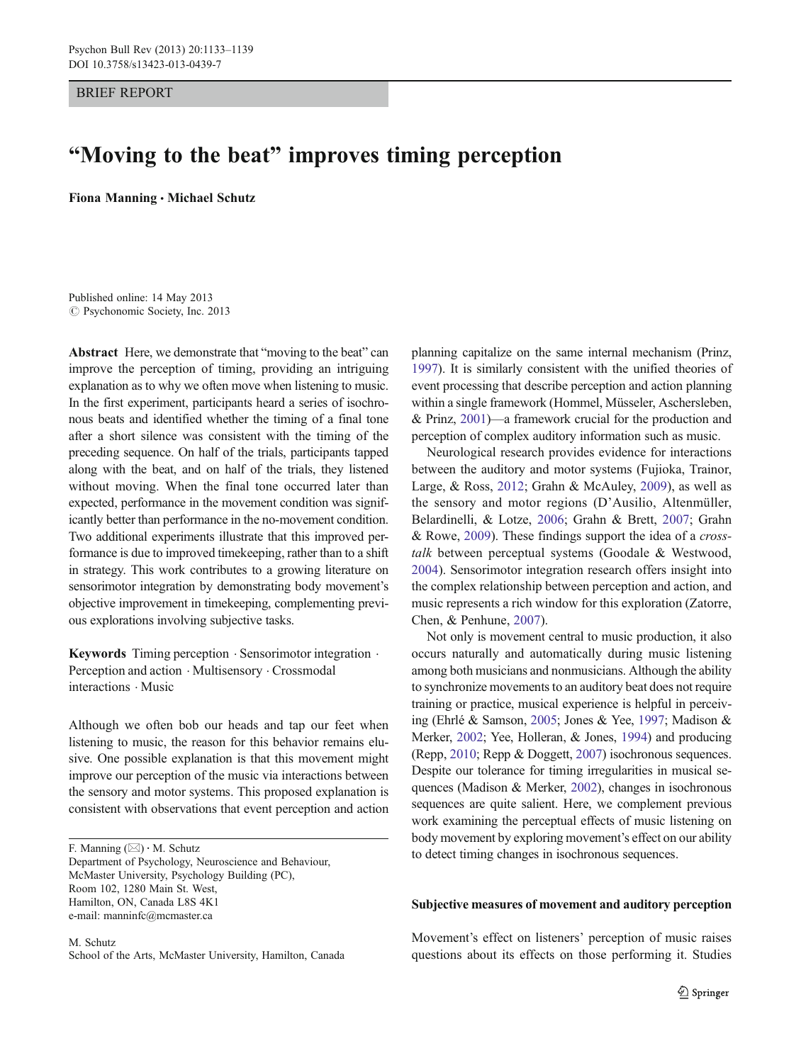BRIEF REPORT

# "Moving to the beat" improves timing perception

**Fiona Manning · Michael Schutz**

Published online: 14 May 2013
© Psychonomic Society, Inc. 2013

**Abstract** Here, we demonstrate that "moving to the beat" can improve the perception of timing, providing an intriguing explanation as to why we often move when listening to music. In the first experiment, participants heard a series of isochronous beats and identified whether the timing of a final tone after a short silence was consistent with the timing of the preceding sequence. On half of the trials, participants tapped along with the beat, and on half of the trials, they listened without moving. When the final tone occurred later than expected, performance in the movement condition was significantly better than performance in the no-movement condition. Two additional experiments illustrate that this improved performance is due to improved timekeeping, rather than to a shift in strategy. This work contributes to a growing literature on sensorimotor integration by demonstrating body movement's objective improvement in timekeeping, complementing previous explorations involving subjective tasks.

**Keywords** Timing perception · Sensorimotor integration · Perception and action · Multisensory · Crossmodal interactions · Music

Although we often bob our heads and tap our feet when listening to music, the reason for this behavior remains elusive. One possible explanation is that this movement might improve our perception of the music via interactions between the sensory and motor systems. This proposed explanation is consistent with observations that event perception and action planning capitalize on the same internal mechanism (Prinz, 1997). It is similarly consistent with the unified theories of event processing that describe perception and action planning within a single framework (Hommel, Müsseler, Aschersleben, & Prinz, 2001)—a framework crucial for the production and perception of complex auditory information such as music.

Neurological research provides evidence for interactions between the auditory and motor systems (Fujioka, Trainor, Large, & Ross, 2012; Grahn & McAuley, 2009), as well as the sensory and motor regions (D'Ausilio, Altenmüller, Belardinelli, & Lotze, 2006; Grahn & Brett, 2007; Grahn & Rowe, 2009). These findings support the idea of a *cross-talk* between perceptual systems (Goodale & Westwood, 2004). Sensorimotor integration research offers insight into the complex relationship between perception and action, and music represents a rich window for this exploration (Zatorre, Chen, & Penhune, 2007).

Not only is movement central to music production, it also occurs naturally and automatically during music listening among both musicians and nonmusicians. Although the ability to synchronize movements to an auditory beat does not require training or practice, musical experience is helpful in perceiving (Ehrlé & Samson, 2005; Jones & Yee, 1997; Madison & Merker, 2002; Yee, Holleran, & Jones, 1994) and producing (Repp, 2010; Repp & Doggett, 2007) isochronous sequences. Despite our tolerance for timing irregularities in musical sequences (Madison & Merker, 2002), changes in isochronous sequences are quite salient. Here, we complement previous work examining the perceptual effects of music listening on body movement by exploring movement's effect on our ability to detect timing changes in isochronous sequences.

F. Manning (✉) · M. Schutz
Department of Psychology, Neuroscience and Behaviour, McMaster University, Psychology Building (PC), Room 102, 1280 Main St. West, Hamilton, ON, Canada L8S 4K1
e-mail: manninfc@mcmaster.ca

M. Schutz
School of the Arts, McMaster University, Hamilton, Canada

#### Subjective measures of movement and auditory perception

Movement's effect on listeners' perception of music raises questions about its effects on those performing it. Studies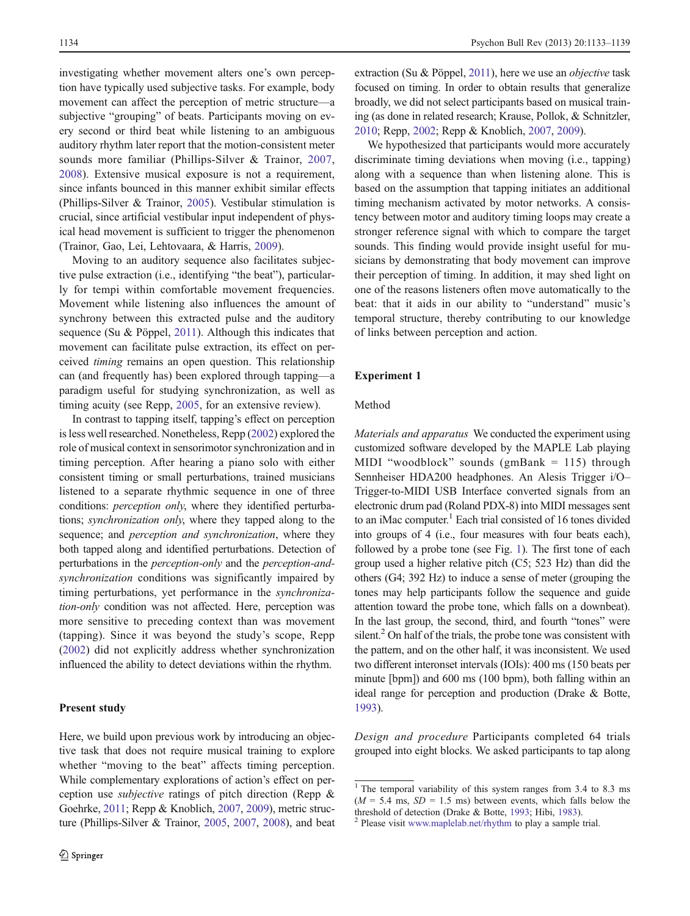investigating whether movement alters one's own perception have typically used subjective tasks. For example, body movement can affect the perception of metric structure—a subjective "grouping" of beats. Participants moving on every second or third beat while listening to an ambiguous auditory rhythm later report that the motion-consistent meter sounds more familiar (Phillips-Silver & Trainor, 2007, 2008). Extensive musical exposure is not a requirement, since infants bounced in this manner exhibit similar effects (Phillips-Silver & Trainor, 2005). Vestibular stimulation is crucial, since artificial vestibular input independent of physical head movement is sufficient to trigger the phenomenon (Trainor, Gao, Lei, Lehtovaara, & Harris, 2009).

Moving to an auditory sequence also facilitates subjective pulse extraction (i.e., identifying "the beat"), particularly for tempi within comfortable movement frequencies. Movement while listening also influences the amount of synchrony between this extracted pulse and the auditory sequence (Su & Pöppel, 2011). Although this indicates that movement can facilitate pulse extraction, its effect on perceived *timing* remains an open question. This relationship can (and frequently has) been explored through tapping—a paradigm useful for studying synchronization, as well as timing acuity (see Repp, 2005, for an extensive review).

In contrast to tapping itself, tapping's effect on perception is less well researched. Nonetheless, Repp (2002) explored the role of musical context in sensorimotor synchronization and in timing perception. After hearing a piano solo with either consistent timing or small perturbations, trained musicians listened to a separate rhythmic sequence in one of three conditions: *perception only*, where they identified perturbations; *synchronization only*, where they tapped along to the sequence; and *perception and synchronization*, where they both tapped along and identified perturbations. Detection of perturbations in the *perception-only* and the *perception-and-synchronization* conditions was significantly impaired by timing perturbations, yet performance in the *synchronization-only* condition was not affected. Here, perception was more sensitive to preceding context than was movement (tapping). Since it was beyond the study's scope, Repp (2002) did not explicitly address whether synchronization influenced the ability to detect deviations within the rhythm.

## Present study

Here, we build upon previous work by introducing an objective task that does not require musical training to explore whether "moving to the beat" affects timing perception. While complementary explorations of action's effect on perception use *subjective* ratings of pitch direction (Repp & Goehrke, 2011; Repp & Knoblich, 2007, 2009), metric structure (Phillips-Silver & Trainor, 2005, 2007, 2008), and beat extraction (Su & Pöppel, 2011), here we use an *objective* task focused on timing. In order to obtain results that generalize broadly, we did not select participants based on musical training (as done in related research; Krause, Pollok, & Schnitzler, 2010; Repp, 2002; Repp & Knoblich, 2007, 2009).

We hypothesized that participants would more accurately discriminate timing deviations when moving (i.e., tapping) along with a sequence than when listening alone. This is based on the assumption that tapping initiates an additional timing mechanism activated by motor networks. A consistency between motor and auditory timing loops may create a stronger reference signal with which to compare the target sounds. This finding would provide insight useful for musicians by demonstrating that body movement can improve their perception of timing. In addition, it may shed light on one of the reasons listeners often move automatically to the beat: that it aids in our ability to "understand" music's temporal structure, thereby contributing to our knowledge of links between perception and action.

## Experiment 1

### Method

*Materials and apparatus* We conducted the experiment using customized software developed by the MAPLE Lab playing MIDI "woodblock" sounds (gmBank = 115) through Sennheiser HDA200 headphones. An Alesis Trigger i/O–Trigger-to-MIDI USB Interface converted signals from an electronic drum pad (Roland PDX-8) into MIDI messages sent to an iMac computer.[1] Each trial consisted of 16 tones divided into groups of 4 (i.e., four measures with four beats each), followed by a probe tone (see Fig. 1). The first tone of each group used a higher relative pitch (C5; 523 Hz) than did the others (G4; 392 Hz) to induce a sense of meter (grouping the tones may help participants follow the sequence and guide attention toward the probe tone, which falls on a downbeat). In the last group, the second, third, and fourth "tones" were silent.[2] On half of the trials, the probe tone was consistent with the pattern, and on the other half, it was inconsistent. We used two different interonset intervals (IOIs): 400 ms (150 beats per minute [bpm]) and 600 ms (100 bpm), both falling within an ideal range for perception and production (Drake & Botte, 1993).

*Design and procedure* Participants completed 64 trials grouped into eight blocks. We asked participants to tap along

[1] The temporal variability of this system ranges from 3.4 to 8.3 ms ($M$ = 5.4 ms, $SD$ = 1.5 ms) between events, which falls below the threshold of detection (Drake & Botte, 1993; Hibi, 1983).

[2] Please visit www.maplelab.net/rhythm to play a sample trial.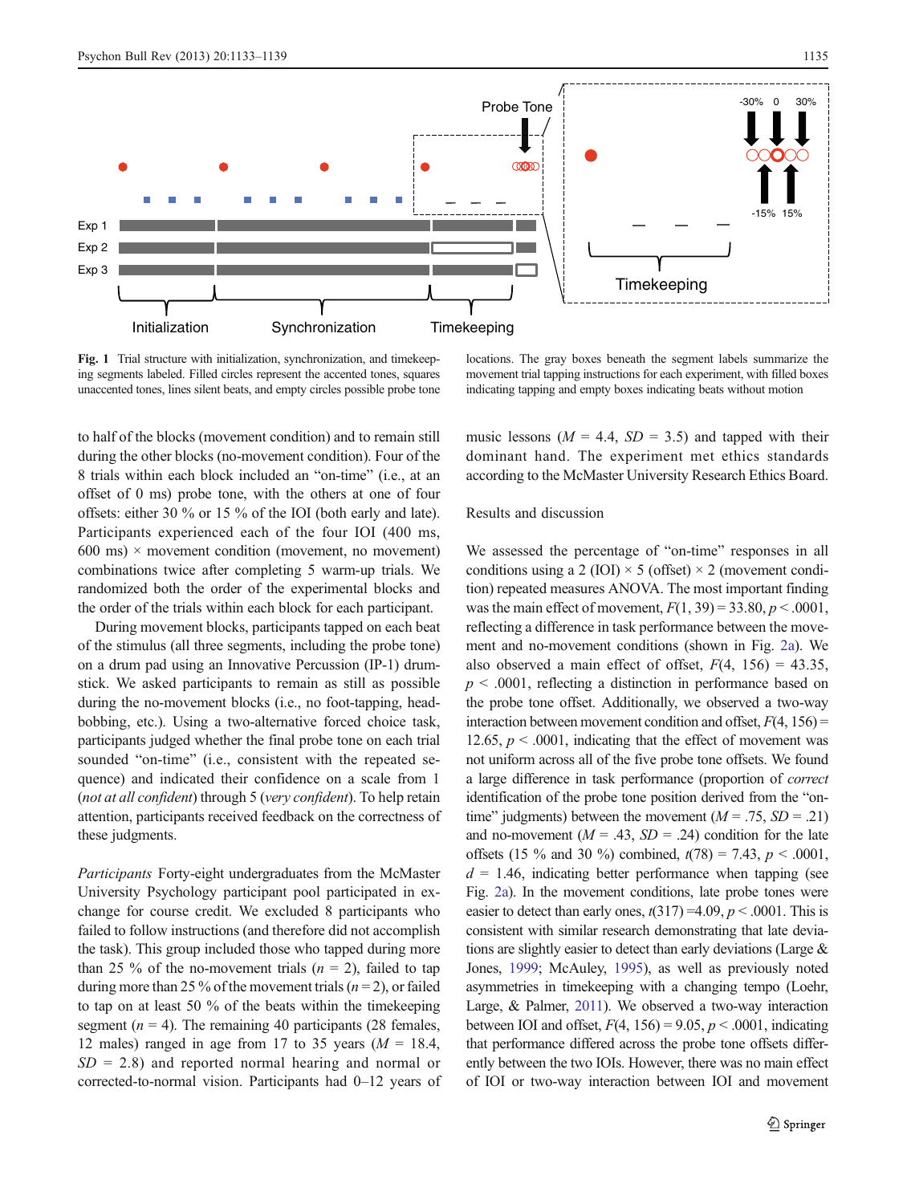Fig. 1 Trial structure with initialization, synchronization, and timekeeping segments labeled. Filled circles represent the accented tones, squares unaccented tones, lines silent beats, and empty circles possible probe tone locations. The gray boxes beneath the segment labels summarize the movement trial tapping instructions for each experiment, with filled boxes indicating tapping and empty boxes indicating beats without motion

to half of the blocks (movement condition) and to remain still during the other blocks (no-movement condition). Four of the 8 trials within each block included an "on-time" (i.e., at an offset of 0 ms) probe tone, with the others at one of four offsets: either 30 % or 15 % of the IOI (both early and late). Participants experienced each of the four IOI (400 ms, 600 ms) × movement condition (movement, no movement) combinations twice after completing 5 warm-up trials. We randomized both the order of the experimental blocks and the order of the trials within each block for each participant.

During movement blocks, participants tapped on each beat of the stimulus (all three segments, including the probe tone) on a drum pad using an Innovative Percussion (IP-1) drumstick. We asked participants to remain as still as possible during the no-movement blocks (i.e., no foot-tapping, head-bobbing, etc.). Using a two-alternative forced choice task, participants judged whether the final probe tone on each trial sounded "on-time" (i.e., consistent with the repeated sequence) and indicated their confidence on a scale from 1 (*not at all confident*) through 5 (*very confident*). To help retain attention, participants received feedback on the correctness of these judgments.

*Participants* Forty-eight undergraduates from the McMaster University Psychology participant pool participated in exchange for course credit. We excluded 8 participants who failed to follow instructions (and therefore did not accomplish the task). This group included those who tapped during more than 25 % of the no-movement trials ($n$ = 2), failed to tap during more than 25 % of the movement trials ($n$ = 2), or failed to tap on at least 50 % of the beats within the timekeeping segment ($n$ = 4). The remaining 40 participants (28 females, 12 males) ranged in age from 17 to 35 years ($M$ = 18.4, $SD$ = 2.8) and reported normal hearing and normal or corrected-to-normal vision. Participants had 0–12 years of music lessons ($M$ = 4.4, $SD$ = 3.5) and tapped with their dominant hand. The experiment met ethics standards according to the McMaster University Research Ethics Board.

## Results and discussion

We assessed the percentage of "on-time" responses in all conditions using a 2 (IOI) × 5 (offset) × 2 (movement condition) repeated measures ANOVA. The most important finding was the main effect of movement, $F(1, 39) = 33.80$, $p < .0001$, reflecting a difference in task performance between the movement and no-movement conditions (shown in Fig. 2a). We also observed a main effect of offset, $F(4, 156) = 43.35$, $p < .0001$, reflecting a distinction in performance based on the probe tone offset. Additionally, we observed a two-way interaction between movement condition and offset, $F(4, 156) = 12.65$, $p < .0001$, indicating that the effect of movement was not uniform across all of the five probe tone offsets. We found a large difference in task performance (proportion of *correct* identification of the probe tone position derived from the "on-time" judgments) between the movement ($M$ = .75, $SD$ = .21) and no-movement ($M$ = .43, $SD$ = .24) condition for the late offsets (15 % and 30 %) combined, $t(78) = 7.43$, $p < .0001$, $d$ = 1.46, indicating better performance when tapping (see Fig. 2a). In the movement conditions, late probe tones were easier to detect than early ones, $t(317) = 4.09$, $p < .0001$. This is consistent with similar research demonstrating that late deviations are slightly easier to detect than early deviations (Large & Jones, 1999; McAuley, 1995), as well as previously noted asymmetries in timekeeping with a changing tempo (Loehr, Large, & Palmer, 2011). We observed a two-way interaction between IOI and offset, $F(4, 156) = 9.05$, $p < .0001$, indicating that performance differed across the probe tone offsets differently between the two IOIs. However, there was no main effect of IOI or two-way interaction between IOI and movement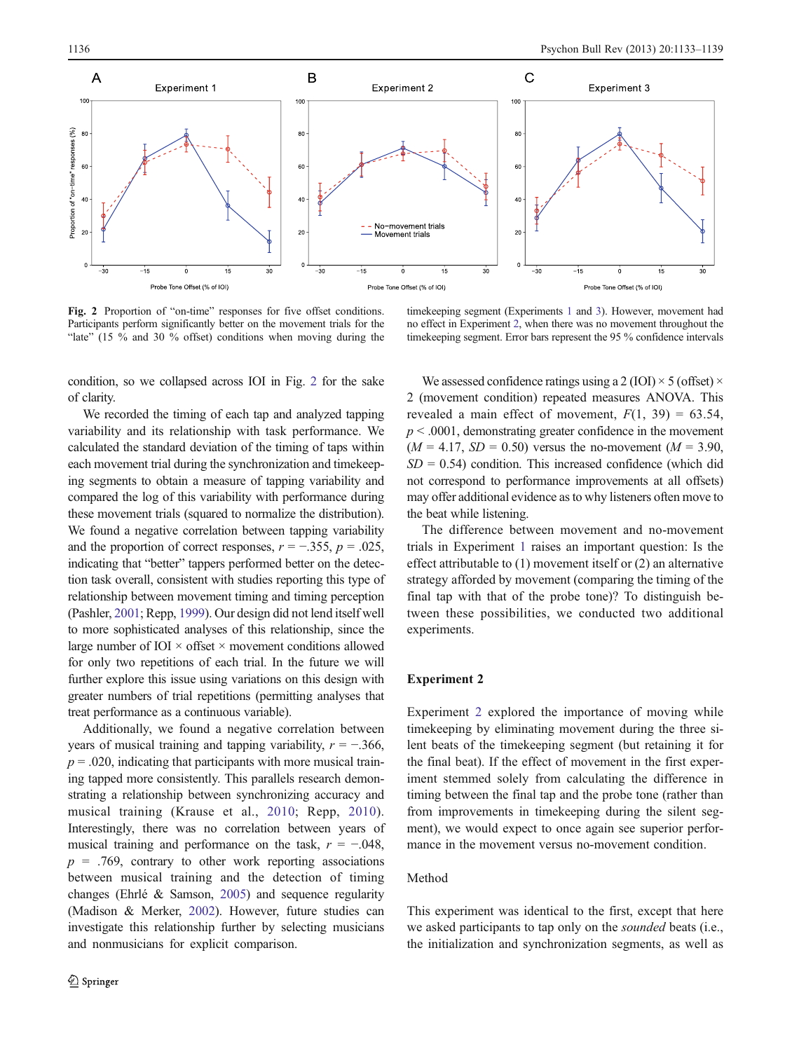Fig. 2 Proportion of "on-time" responses for five offset conditions. Participants perform significantly better on the movement trials for the "late" (15 % and 30 % offset) conditions when moving during the timekeeping segment (Experiments 1 and 3). However, movement had no effect in Experiment 2, when there was no movement throughout the timekeeping segment. Error bars represent the 95 % confidence intervals

condition, so we collapsed across IOI in Fig. 2 for the sake of clarity.

We recorded the timing of each tap and analyzed tapping variability and its relationship with task performance. We calculated the standard deviation of the timing of taps within each movement trial during the synchronization and timekeeping segments to obtain a measure of tapping variability and compared the log of this variability with performance during these movement trials (squared to normalize the distribution). We found a negative correlation between tapping variability and the proportion of correct responses, $r = -.355$, $p = .025$, indicating that "better" tappers performed better on the detection task overall, consistent with studies reporting this type of relationship between movement timing and timing perception (Pashler, 2001; Repp, 1999). Our design did not lend itself well to more sophisticated analyses of this relationship, since the large number of IOI × offset × movement conditions allowed for only two repetitions of each trial. In the future we will further explore this issue using variations on this design with greater numbers of trial repetitions (permitting analyses that treat performance as a continuous variable).

Additionally, we found a negative correlation between years of musical training and tapping variability, $r = -.366$, $p = .020$, indicating that participants with more musical training tapped more consistently. This parallels research demonstrating a relationship between synchronizing accuracy and musical training (Krause et al., 2010; Repp, 2010). Interestingly, there was no correlation between years of musical training and performance on the task, $r = -.048$, $p = .769$, contrary to other work reporting associations between musical training and the detection of timing changes (Ehrlé & Samson, 2005) and sequence regularity (Madison & Merker, 2002). However, future studies can investigate this relationship further by selecting musicians and nonmusicians for explicit comparison.

We assessed confidence ratings using a 2 (IOI) × 5 (offset) × 2 (movement condition) repeated measures ANOVA. This revealed a main effect of movement, $F(1, 39) = 63.54$, $p < .0001$, demonstrating greater confidence in the movement ($M = 4.17$, $SD = 0.50$) versus the no-movement ($M = 3.90$, $SD = 0.54$) condition. This increased confidence (which did not correspond to performance improvements at all offsets) may offer additional evidence as to why listeners often move to the beat while listening.

The difference between movement and no-movement trials in Experiment 1 raises an important question: Is the effect attributable to (1) movement itself or (2) an alternative strategy afforded by movement (comparing the timing of the final tap with that of the probe tone)? To distinguish between these possibilities, we conducted two additional experiments.

## Experiment 2

Experiment 2 explored the importance of moving while timekeeping by eliminating movement during the three silent beats of the timekeeping segment (but retaining it for the final beat). If the effect of movement in the first experiment stemmed solely from calculating the difference in timing between the final tap and the probe tone (rather than from improvements in timekeeping during the silent segment), we would expect to once again see superior performance in the movement versus no-movement condition.

### Method

This experiment was identical to the first, except that here we asked participants to tap only on the *sounded* beats (i.e., the initialization and synchronization segments, as well as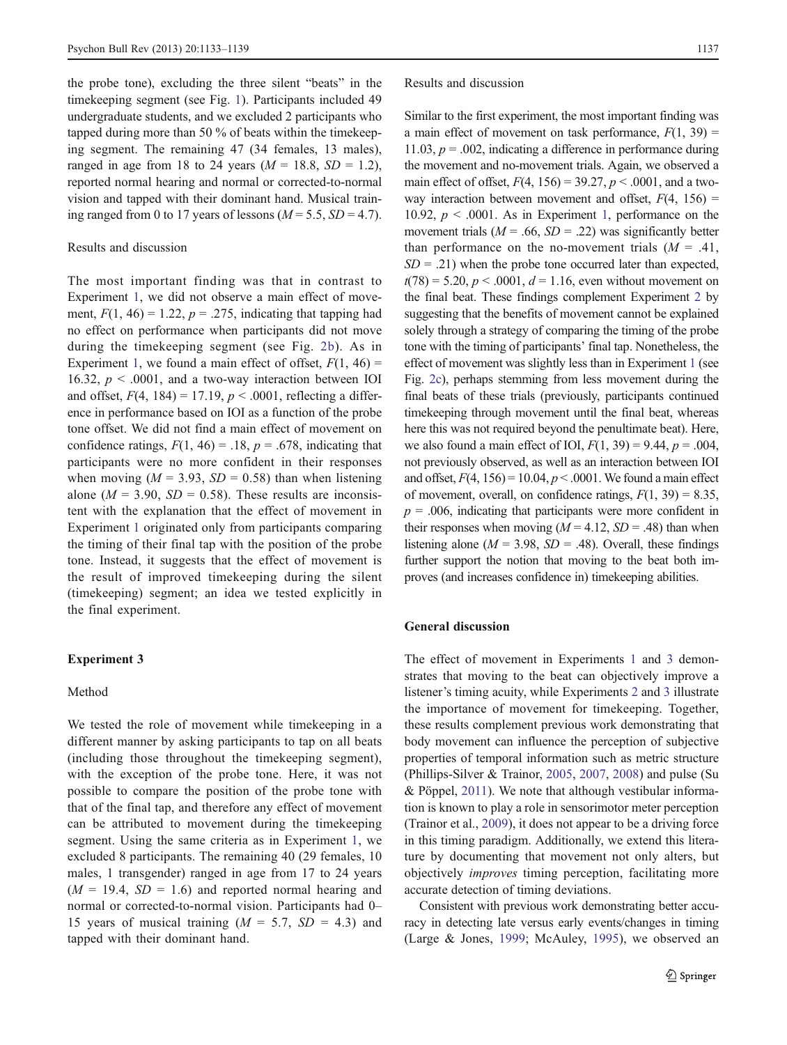the probe tone), excluding the three silent "beats" in the timekeeping segment (see Fig. 1). Participants included 49 undergraduate students, and we excluded 2 participants who tapped during more than 50 % of beats within the timekeeping segment. The remaining 47 (34 females, 13 males), ranged in age from 18 to 24 years ($M = 18.8$, $SD = 1.2$), reported normal hearing and normal or corrected-to-normal vision and tapped with their dominant hand. Musical training ranged from 0 to 17 years of lessons ($M = 5.5$, $SD = 4.7$).

### Results and discussion

The most important finding was that in contrast to Experiment 1, we did not observe a main effect of movement, $F(1, 46) = 1.22$, $p = .275$, indicating that tapping had no effect on performance when participants did not move during the timekeeping segment (see Fig. 2b). As in Experiment 1, we found a main effect of offset, $F(1, 46) = 16.32$, $p < .0001$, and a two-way interaction between IOI and offset, $F(4, 184) = 17.19$, $p < .0001$, reflecting a difference in performance based on IOI as a function of the probe tone offset. We did not find a main effect of movement on confidence ratings, $F(1, 46) = .18$, $p = .678$, indicating that participants were no more confident in their responses when moving ($M = 3.93$, $SD = 0.58$) than when listening alone ($M = 3.90$, $SD = 0.58$). These results are inconsistent with the explanation that the effect of movement in Experiment 1 originated only from participants comparing the timing of their final tap with the position of the probe tone. Instead, it suggests that the effect of movement is the result of improved timekeeping during the silent (timekeeping) segment; an idea we tested explicitly in the final experiment.

## Experiment 3

### Method

We tested the role of movement while timekeeping in a different manner by asking participants to tap on all beats (including those throughout the timekeeping segment), with the exception of the probe tone. Here, it was not possible to compare the position of the probe tone with that of the final tap, and therefore any effect of movement can be attributed to movement during the timekeeping segment. Using the same criteria as in Experiment 1, we excluded 8 participants. The remaining 40 (29 females, 10 males, 1 transgender) ranged in age from 17 to 24 years ($M = 19.4$, $SD = 1.6$) and reported normal hearing and normal or corrected-to-normal vision. Participants had 0–15 years of musical training ($M = 5.7$, $SD = 4.3$) and tapped with their dominant hand.

### Results and discussion

Similar to the first experiment, the most important finding was a main effect of movement on task performance, $F(1, 39) = 11.03$, $p = .002$, indicating a difference in performance during the movement and no-movement trials. Again, we observed a main effect of offset, $F(4, 156) = 39.27$, $p < .0001$, and a two-way interaction between movement and offset, $F(4, 156) = 10.92$, $p < .0001$. As in Experiment 1, performance on the movement trials ($M = .66$, $SD = .22$) was significantly better than performance on the no-movement trials ($M = .41$, $SD = .21$) when the probe tone occurred later than expected, $t(78) = 5.20$, $p < .0001$, $d = 1.16$, even without movement on the final beat. These findings complement Experiment 2 by suggesting that the benefits of movement cannot be explained solely through a strategy of comparing the timing of the probe tone with the timing of participants' final tap. Nonetheless, the effect of movement was slightly less than in Experiment 1 (see Fig. 2c), perhaps stemming from less movement during the final beats of these trials (previously, participants continued timekeeping through movement until the final beat, whereas here this was not required beyond the penultimate beat). Here, we also found a main effect of IOI, $F(1, 39) = 9.44$, $p = .004$, not previously observed, as well as an interaction between IOI and offset, $F(4, 156) = 10.04$, $p < .0001$. We found a main effect of movement, overall, on confidence ratings, $F(1, 39) = 8.35$, $p = .006$, indicating that participants were more confident in their responses when moving ($M = 4.12$, $SD = .48$) than when listening alone ($M = 3.98$, $SD = .48$). Overall, these findings further support the notion that moving to the beat both improves (and increases confidence in) timekeeping abilities.

## General discussion

The effect of movement in Experiments 1 and 3 demonstrates that moving to the beat can objectively improve a listener's timing acuity, while Experiments 2 and 3 illustrate the importance of movement for timekeeping. Together, these results complement previous work demonstrating that body movement can influence the perception of subjective properties of temporal information such as metric structure (Phillips-Silver & Trainor, 2005, 2007, 2008) and pulse (Su & Pöppel, 2011). We note that although vestibular information is known to play a role in sensorimotor meter perception (Trainor et al., 2009), it does not appear to be a driving force in this timing paradigm. Additionally, we extend this literature by documenting that movement not only alters, but objectively *improves* timing perception, facilitating more accurate detection of timing deviations.

Consistent with previous work demonstrating better accuracy in detecting late versus early events/changes in timing (Large & Jones, 1999; McAuley, 1995), we observed an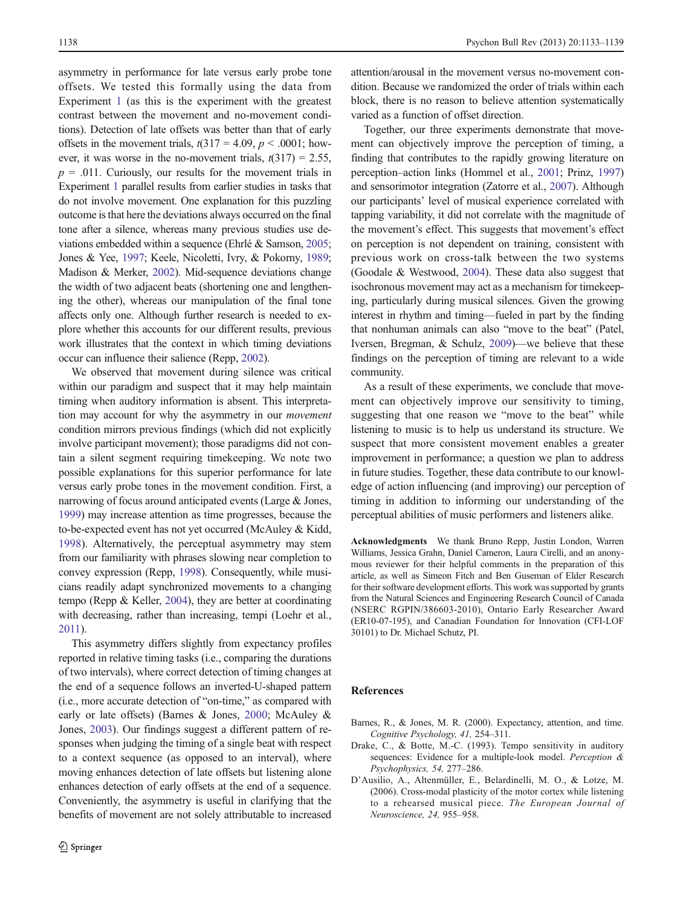asymmetry in performance for late versus early probe tone offsets. We tested this formally using the data from Experiment 1 (as this is the experiment with the greatest contrast between the movement and no-movement conditions). Detection of late offsets was better than that of early offsets in the movement trials, $t(317 = 4.09$, $p < .0001$; however, it was worse in the no-movement trials, $t(317) = 2.55$, $p = .011$. Curiously, our results for the movement trials in Experiment 1 parallel results from earlier studies in tasks that do not involve movement. One explanation for this puzzling outcome is that here the deviations always occurred on the final tone after a silence, whereas many previous studies use deviations embedded within a sequence (Ehrlé & Samson, 2005; Jones & Yee, 1997; Keele, Nicoletti, Ivry, & Pokorny, 1989; Madison & Merker, 2002). Mid-sequence deviations change the width of two adjacent beats (shortening one and lengthening the other), whereas our manipulation of the final tone affects only one. Although further research is needed to explore whether this accounts for our different results, previous work illustrates that the context in which timing deviations occur can influence their salience (Repp, 2002).

We observed that movement during silence was critical within our paradigm and suspect that it may help maintain timing when auditory information is absent. This interpretation may account for why the asymmetry in our *movement* condition mirrors previous findings (which did not explicitly involve participant movement); those paradigms did not contain a silent segment requiring timekeeping. We note two possible explanations for this superior performance for late versus early probe tones in the movement condition. First, a narrowing of focus around anticipated events (Large & Jones, 1999) may increase attention as time progresses, because the to-be-expected event has not yet occurred (McAuley & Kidd, 1998). Alternatively, the perceptual asymmetry may stem from our familiarity with phrases slowing near completion to convey expression (Repp, 1998). Consequently, while musicians readily adapt synchronized movements to a changing tempo (Repp & Keller, 2004), they are better at coordinating with decreasing, rather than increasing, tempi (Loehr et al., 2011).

This asymmetry differs slightly from expectancy profiles reported in relative timing tasks (i.e., comparing the durations of two intervals), where correct detection of timing changes at the end of a sequence follows an inverted-U-shaped pattern (i.e., more accurate detection of "on-time," as compared with early or late offsets) (Barnes & Jones, 2000; McAuley & Jones, 2003). Our findings suggest a different pattern of responses when judging the timing of a single beat with respect to a context sequence (as opposed to an interval), where moving enhances detection of late offsets but listening alone enhances detection of early offsets at the end of a sequence. Conveniently, the asymmetry is useful in clarifying that the benefits of movement are not solely attributable to increased attention/arousal in the movement versus no-movement condition. Because we randomized the order of trials within each block, there is no reason to believe attention systematically varied as a function of offset direction.

Together, our three experiments demonstrate that movement can objectively improve the perception of timing, a finding that contributes to the rapidly growing literature on perception–action links (Hommel et al., 2001; Prinz, 1997) and sensorimotor integration (Zatorre et al., 2007). Although our participants' level of musical experience correlated with tapping variability, it did not correlate with the magnitude of the movement's effect. This suggests that movement's effect on perception is not dependent on training, consistent with previous work on cross-talk between the two systems (Goodale & Westwood, 2004). These data also suggest that isochronous movement may act as a mechanism for timekeeping, particularly during musical silences. Given the growing interest in rhythm and timing—fueled in part by the finding that nonhuman animals can also "move to the beat" (Patel, Iversen, Bregman, & Schulz, 2009)—we believe that these findings on the perception of timing are relevant to a wide community.

As a result of these experiments, we conclude that movement can objectively improve our sensitivity to timing, suggesting that one reason we "move to the beat" while listening to music is to help us understand its structure. We suspect that more consistent movement enables a greater improvement in performance; a question we plan to address in future studies. Together, these data contribute to our knowledge of action influencing (and improving) our perception of timing in addition to informing our understanding of the perceptual abilities of music performers and listeners alike.

**Acknowledgments** We thank Bruno Repp, Justin London, Warren Williams, Jessica Grahn, Daniel Cameron, Laura Cirelli, and an anonymous reviewer for their helpful comments in the preparation of this article, as well as Simeon Fitch and Ben Guseman of Elder Research for their software development efforts. This work was supported by grants from the Natural Sciences and Engineering Research Council of Canada (NSERC RGPIN/386603-2010), Ontario Early Researcher Award (ER10-07-195), and Canadian Foundation for Innovation (CFI-LOF 30101) to Dr. Michael Schutz, PI.

## References

Barnes, R., & Jones, M. R. (2000). Expectancy, attention, and time. *Cognitive Psychology, 41,* 254–311.

Drake, C., & Botte, M.-C. (1993). Tempo sensitivity in auditory sequences: Evidence for a multiple-look model. *Perception & Psychophysics, 54,* 277–286.

D'Ausilio, A., Altenmüller, E., Belardinelli, M. O., & Lotze, M. (2006). Cross-modal plasticity of the motor cortex while listening to a rehearsed musical piece. *The European Journal of Neuroscience, 24,* 955–958.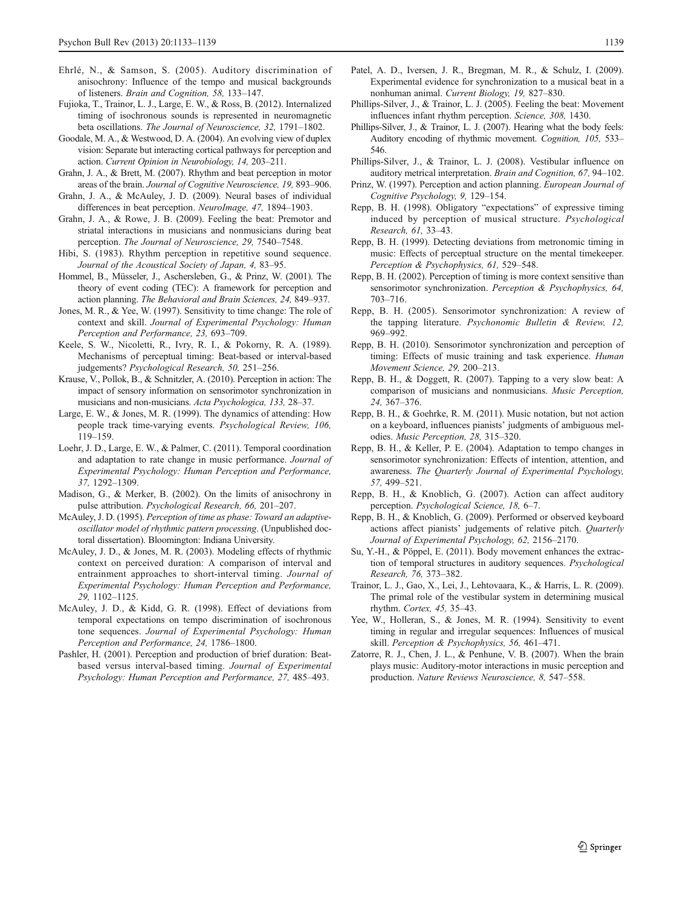Ehrlé, N., & Samson, S. (2005). Auditory discrimination of anisochrony: Influence of the tempo and musical backgrounds of listeners. *Brain and Cognition, 58,* 133–147.

Fujioka, T., Trainor, L. J., Large, E. W., & Ross, B. (2012). Internalized timing of isochronous sounds is represented in neuromagnetic beta oscillations. *The Journal of Neuroscience, 32,* 1791–1802.

Goodale, M. A., & Westwood, D. A. (2004). An evolving view of duplex vision: Separate but interacting cortical pathways for perception and action. *Current Opinion in Neurobiology, 14,* 203–211.

Grahn, J. A., & Brett, M. (2007). Rhythm and beat perception in motor areas of the brain. *Journal of Cognitive Neuroscience, 19,* 893–906.

Grahn, J. A., & McAuley, J. D. (2009). Neural bases of individual differences in beat perception. *NeuroImage, 47,* 1894–1903.

Grahn, J. A., & Rowe, J. B. (2009). Feeling the beat: Premotor and striatal interactions in musicians and nonmusicians during beat perception. *The Journal of Neuroscience, 29,* 7540–7548.

Hibi, S. (1983). Rhythm perception in repetitive sound sequence. *Journal of the Acoustical Society of Japan, 4,* 83–95.

Hommel, B., Müsseler, J., Aschersleben, G., & Prinz, W. (2001). The theory of event coding (TEC): A framework for perception and action planning. *The Behavioral and Brain Sciences, 24,* 849–937.

Jones, M. R., & Yee, W. (1997). Sensitivity to time change: The role of context and skill. *Journal of Experimental Psychology: Human Perception and Performance, 23,* 693–709.

Keele, S. W., Nicoletti, R., Ivry, R. I., & Pokorny, R. A. (1989). Mechanisms of perceptual timing: Beat-based or interval-based judgements? *Psychological Research, 50,* 251–256.

Krause, V., Pollok, B., & Schnitzler, A. (2010). Perception in action: The impact of sensory information on sensorimotor synchronization in musicians and non-musicians. *Acta Psychologica, 133,* 28–37.

Large, E. W., & Jones, M. R. (1999). The dynamics of attending: How people track time-varying events. *Psychological Review, 106,* 119–159.

Loehr, J. D., Large, E. W., & Palmer, C. (2011). Temporal coordination and adaptation to rate change in music performance. *Journal of Experimental Psychology: Human Perception and Performance, 37,* 1292–1309.

Madison, G., & Merker, B. (2002). On the limits of anisochrony in pulse attribution. *Psychological Research, 66,* 201–207.

McAuley, J. D. (1995). *Perception of time as phase: Toward an adaptive-oscillator model of rhythmic pattern processing*. (Unpublished doctoral dissertation). Bloomington: Indiana University.

McAuley, J. D., & Jones, M. R. (2003). Modeling effects of rhythmic context on perceived duration: A comparison of interval and entrainment approaches to short-interval timing. *Journal of Experimental Psychology: Human Perception and Performance, 29,* 1102–1125.

McAuley, J. D., & Kidd, G. R. (1998). Effect of deviations from temporal expectations on tempo discrimination of isochronous tone sequences. *Journal of Experimental Psychology: Human Perception and Performance, 24,* 1786–1800.

Pashler, H. (2001). Perception and production of brief duration: Beat-based versus interval-based timing. *Journal of Experimental Psychology: Human Perception and Performance, 27,* 485–493.

Patel, A. D., Iversen, J. R., Bregman, M. R., & Schulz, I. (2009). Experimental evidence for synchronization to a musical beat in a nonhuman animal. *Current Biology, 19,* 827–830.

Phillips-Silver, J., & Trainor, L. J. (2005). Feeling the beat: Movement influences infant rhythm perception. *Science, 308,* 1430.

Phillips-Silver, J., & Trainor, L. J. (2007). Hearing what the body feels: Auditory encoding of rhythmic movement. *Cognition, 105,* 533–546.

Phillips-Silver, J., & Trainor, L. J. (2008). Vestibular influence on auditory metrical interpretation. *Brain and Cognition, 67,* 94–102.

Prinz, W. (1997). Perception and action planning. *European Journal of Cognitive Psychology, 9,* 129–154.

Repp, B. H. (1998). Obligatory "expectations" of expressive timing induced by perception of musical structure. *Psychological Research, 61,* 33–43.

Repp, B. H. (1999). Detecting deviations from metronomic timing in music: Effects of perceptual structure on the mental timekeeper. *Perception & Psychophysics, 61,* 529–548.

Repp, B. H. (2002). Perception of timing is more context sensitive than sensorimotor synchronization. *Perception & Psychophysics, 64,* 703–716.

Repp, B. H. (2005). Sensorimotor synchronization: A review of the tapping literature. *Psychonomic Bulletin & Review, 12,* 969–992.

Repp, B. H. (2010). Sensorimotor synchronization and perception of timing: Effects of music training and task experience. *Human Movement Science, 29,* 200–213.

Repp, B. H., & Doggett, R. (2007). Tapping to a very slow beat: A comparison of musicians and nonmusicians. *Music Perception, 24,* 367–376.

Repp, B. H., & Goehrke, R. M. (2011). Music notation, but not action on a keyboard, influences pianists' judgments of ambiguous melodies. *Music Perception, 28,* 315–320.

Repp, B. H., & Keller, P. E. (2004). Adaptation to tempo changes in sensorimotor synchronization: Effects of intention, attention, and awareness. *The Quarterly Journal of Experimental Psychology, 57,* 499–521.

Repp, B. H., & Knoblich, G. (2007). Action can affect auditory perception. *Psychological Science, 18,* 6–7.

Repp, B. H., & Knoblich, G. (2009). Performed or observed keyboard actions affect pianists' judgements of relative pitch. *Quarterly Journal of Experimental Psychology, 62,* 2156–2170.

Su, Y.-H., & Pöppel, E. (2011). Body movement enhances the extraction of temporal structures in auditory sequences. *Psychological Research, 76,* 373–382.

Trainor, L. J., Gao, X., Lei, J., Lehtovaara, K., & Harris, L. R. (2009). The primal role of the vestibular system in determining musical rhythm. *Cortex, 45,* 35–43.

Yee, W., Holleran, S., & Jones, M. R. (1994). Sensitivity to event timing in regular and irregular sequences: Influences of musical skill. *Perception & Psychophysics, 56,* 461–471.

Zatorre, R. J., Chen, J. L., & Penhune, V. B. (2007). When the brain plays music: Auditory-motor interactions in music perception and production. *Nature Reviews Neuroscience, 8,* 547–558.